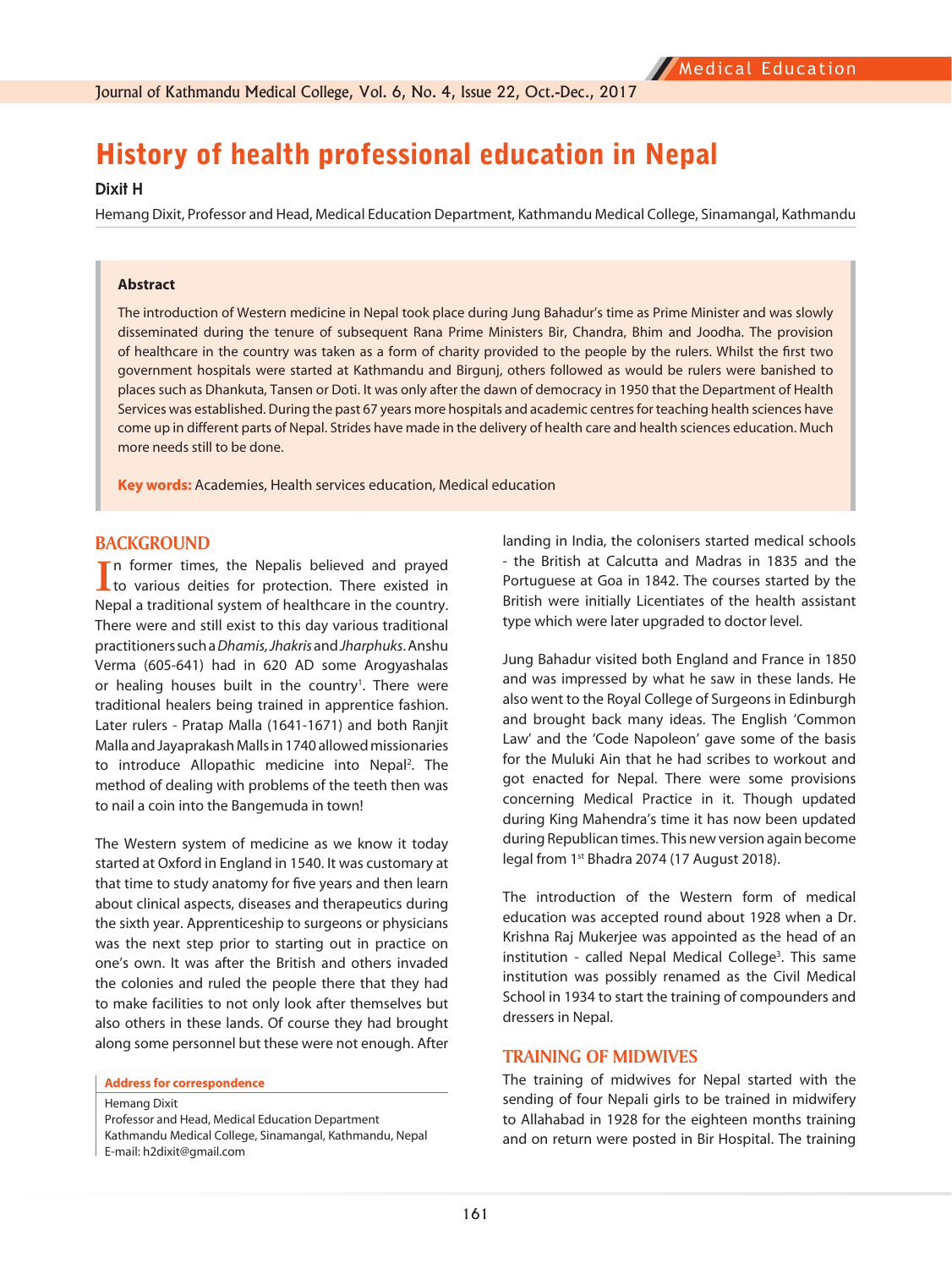# History of health professional education in Nepal

**Dixit H**

Hemang Dixit, Professor and Head, Medical Education Department, Kathmandu Medical College, Sinamangal, Kathmandu

## Abstract

The introduction of Western medicine in Nepal took place during Jung Bahadur's time as Prime Minister and was slowly disseminated during the tenure of subsequent Rana Prime Ministers Bir, Chandra, Bhim and Joodha. The provision of healthcare in the country was taken as a form of charity provided to the people by the rulers. Whilst the first two government hospitals were started at Kathmandu and Birgunj, others followed as would be rulers were banished to places such as Dhankuta, Tansen or Doti. It was only after the dawn of democracy in 1950 that the Department of Health Services was established. During the past 67 years more hospitals and academic centres for teaching health sciences have come up in different parts of Nepal. Strides have made in the delivery of health care and health sciences education. Much more needs still to be done.

**Key words:** Academies, Health services education, Medical education

## BACKGROUND

In former times, the Nepalis believed and prayed to various deities for protection. There existed in Nepal a traditional system of healthcare in the country. There were and still exist to this day various traditional practitioners such a *Dhamis, Jhakris* and *Jharphuks*. Anshu Verma (605-641) had in 620 AD some Arogyashalas or healing houses built in the country[1]. There were traditional healers being trained in apprentice fashion. Later rulers - Pratap Malla (1641-1671) and both Ranjit Malla and Jayaprakash Malls in 1740 allowed missionaries to introduce Allopathic medicine into Nepal[2]. The method of dealing with problems of the teeth then was to nail a coin into the Bangemuda in town!

The Western system of medicine as we know it today started at Oxford in England in 1540. It was customary at that time to study anatomy for five years and then learn about clinical aspects, diseases and therapeutics during the sixth year. Apprenticeship to surgeons or physicians was the next step prior to starting out in practice on one's own. It was after the British and others invaded the colonies and ruled the people there that they had to make facilities to not only look after themselves but also others in these lands. Of course they had brought along some personnel but these were not enough. After landing in India, the colonisers started medical schools - the British at Calcutta and Madras in 1835 and the Portuguese at Goa in 1842. The courses started by the British were initially Licentiates of the health assistant type which were later upgraded to doctor level.

Jung Bahadur visited both England and France in 1850 and was impressed by what he saw in these lands. He also went to the Royal College of Surgeons in Edinburgh and brought back many ideas. The English 'Common Law' and the 'Code Napoleon' gave some of the basis for the Muluki Ain that he had scribes to workout and got enacted for Nepal. There were some provisions concerning Medical Practice in it. Though updated during King Mahendra's time it has now been updated during Republican times. This new version again become legal from 1st Bhadra 2074 (17 August 2018).

The introduction of the Western form of medical education was accepted round about 1928 when a Dr. Krishna Raj Mukerjee was appointed as the head of an institution - called Nepal Medical College[3]. This same institution was possibly renamed as the Civil Medical School in 1934 to start the training of compounders and dressers in Nepal.

## TRAINING OF MIDWIVES

The training of midwives for Nepal started with the sending of four Nepali girls to be trained in midwifery to Allahabad in 1928 for the eighteen months training and on return were posted in Bir Hospital. The training

**Address for correspondence**

Hemang Dixit
Professor and Head, Medical Education Department
Kathmandu Medical College, Sinamangal, Kathmandu, Nepal
E-mail: h2dixit@gmail.com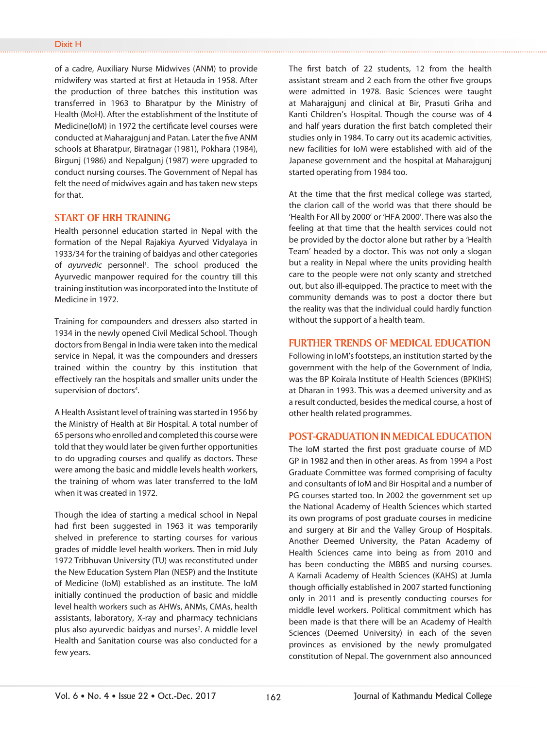of a cadre, Auxiliary Nurse Midwives (ANM) to provide midwifery was started at first at Hetauda in 1958. After the production of three batches this institution was transferred in 1963 to Bharatpur by the Ministry of Health (MoH). After the establishment of the Institute of Medicine(IoM) in 1972 the certificate level courses were conducted at Maharajgunj and Patan. Later the five ANM schools at Bharatpur, Biratnagar (1981), Pokhara (1984), Birgunj (1986) and Nepalgunj (1987) were upgraded to conduct nursing courses. The Government of Nepal has felt the need of midwives again and has taken new steps for that.

## START OF HRH TRAINING

Health personnel education started in Nepal with the formation of the Nepal Rajakiya Ayurved Vidyalaya in 1933/34 for the training of baidyas and other categories of *ayurvedic* personnel[1]. The school produced the Ayurvedic manpower required for the country till this training institution was incorporated into the Institute of Medicine in 1972.

Training for compounders and dressers also started in 1934 in the newly opened Civil Medical School. Though doctors from Bengal in India were taken into the medical service in Nepal, it was the compounders and dressers trained within the country by this institution that effectively ran the hospitals and smaller units under the supervision of doctors[4].

A Health Assistant level of training was started in 1956 by the Ministry of Health at Bir Hospital. A total number of 65 persons who enrolled and completed this course were told that they would later be given further opportunities to do upgrading courses and qualify as doctors. These were among the basic and middle levels health workers, the training of whom was later transferred to the IoM when it was created in 1972.

Though the idea of starting a medical school in Nepal had first been suggested in 1963 it was temporarily shelved in preference to starting courses for various grades of middle level health workers. Then in mid July 1972 Tribhuvan University (TU) was reconstituted under the New Education System Plan (NESP) and the Institute of Medicine (IoM) established as an institute. The IoM initially continued the production of basic and middle level health workers such as AHWs, ANMs, CMAs, health assistants, laboratory, X-ray and pharmacy technicians plus also ayurvedic baidyas and nurses[2]. A middle level Health and Sanitation course was also conducted for a few years.

The first batch of 22 students, 12 from the health assistant stream and 2 each from the other five groups were admitted in 1978. Basic Sciences were taught at Maharajgunj and clinical at Bir, Prasuti Griha and Kanti Children's Hospital. Though the course was of 4 and half years duration the first batch completed their studies only in 1984. To carry out its academic activities, new facilities for IoM were established with aid of the Japanese government and the hospital at Maharajgunj started operating from 1984 too.

At the time that the first medical college was started, the clarion call of the world was that there should be 'Health For All by 2000' or 'HFA 2000'. There was also the feeling at that time that the health services could not be provided by the doctor alone but rather by a 'Health Team' headed by a doctor. This was not only a slogan but a reality in Nepal where the units providing health care to the people were not only scanty and stretched out, but also ill-equipped. The practice to meet with the community demands was to post a doctor there but the reality was that the individual could hardly function without the support of a health team.

## FURTHER TRENDS OF MEDICAL EDUCATION

Following in IoM's footsteps, an institution started by the government with the help of the Government of India, was the BP Koirala Institute of Health Sciences (BPKIHS) at Dharan in 1993. This was a deemed university and as a result conducted, besides the medical course, a host of other health related programmes.

## POST-GRADUATION IN MEDICAL EDUCATION

The IoM started the first post graduate course of MD GP in 1982 and then in other areas. As from 1994 a Post Graduate Committee was formed comprising of faculty and consultants of IoM and Bir Hospital and a number of PG courses started too. In 2002 the government set up the National Academy of Health Sciences which started its own programs of post graduate courses in medicine and surgery at Bir and the Valley Group of Hospitals. Another Deemed University, the Patan Academy of Health Sciences came into being as from 2010 and has been conducting the MBBS and nursing courses. A Karnali Academy of Health Sciences (KAHS) at Jumla though officially established in 2007 started functioning only in 2011 and is presently conducting courses for middle level workers. Political commitment which has been made is that there will be an Academy of Health Sciences (Deemed University) in each of the seven provinces as envisioned by the newly promulgated constitution of Nepal. The government also announced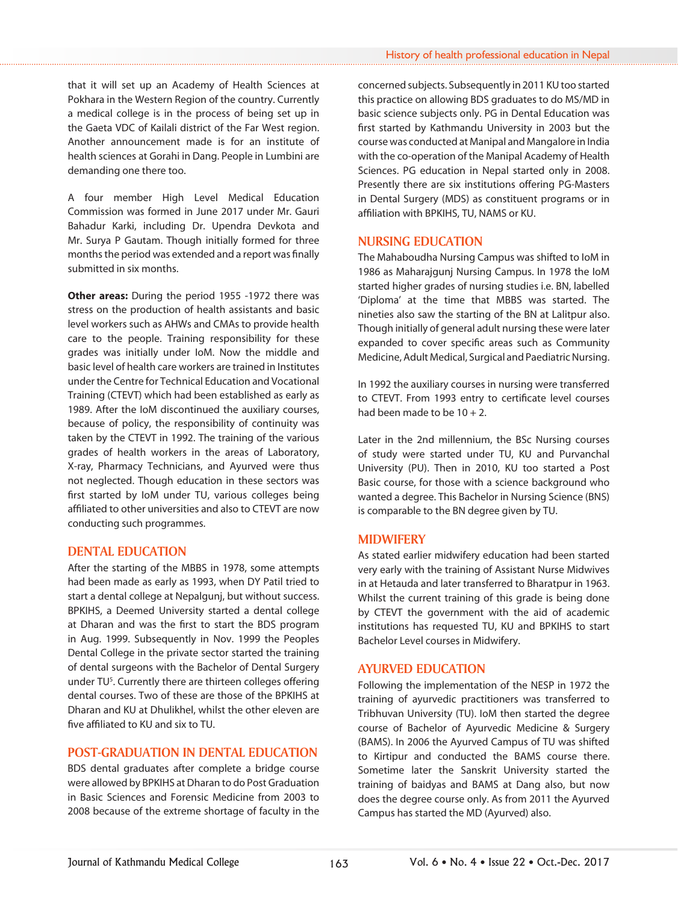that it will set up an Academy of Health Sciences at Pokhara in the Western Region of the country. Currently a medical college is in the process of being set up in the Gaeta VDC of Kailali district of the Far West region. Another announcement made is for an institute of health sciences at Gorahi in Dang. People in Lumbini are demanding one there too.

A four member High Level Medical Education Commission was formed in June 2017 under Mr. Gauri Bahadur Karki, including Dr. Upendra Devkota and Mr. Surya P Gautam. Though initially formed for three months the period was extended and a report was finally submitted in six months.

**Other areas:** During the period 1955 -1972 there was stress on the production of health assistants and basic level workers such as AHWs and CMAs to provide health care to the people. Training responsibility for these grades was initially under IoM. Now the middle and basic level of health care workers are trained in Institutes under the Centre for Technical Education and Vocational Training (CTEVT) which had been established as early as 1989. After the IoM discontinued the auxiliary courses, because of policy, the responsibility of continuity was taken by the CTEVT in 1992. The training of the various grades of health workers in the areas of Laboratory, X-ray, Pharmacy Technicians, and Ayurved were thus not neglected. Though education in these sectors was first started by IoM under TU, various colleges being affiliated to other universities and also to CTEVT are now conducting such programmes.

## DENTAL EDUCATION

After the starting of the MBBS in 1978, some attempts had been made as early as 1993, when DY Patil tried to start a dental college at Nepalgunj, but without success. BPKIHS, a Deemed University started a dental college at Dharan and was the first to start the BDS program in Aug. 1999. Subsequently in Nov. 1999 the Peoples Dental College in the private sector started the training of dental surgeons with the Bachelor of Dental Surgery under TU[5]. Currently there are thirteen colleges offering dental courses. Two of these are those of the BPKIHS at Dharan and KU at Dhulikhel, whilst the other eleven are five affiliated to KU and six to TU.

## POST-GRADUATION IN DENTAL EDUCATION

BDS dental graduates after complete a bridge course were allowed by BPKIHS at Dharan to do Post Graduation in Basic Sciences and Forensic Medicine from 2003 to 2008 because of the extreme shortage of faculty in the concerned subjects. Subsequently in 2011 KU too started this practice on allowing BDS graduates to do MS/MD in basic science subjects only. PG in Dental Education was first started by Kathmandu University in 2003 but the course was conducted at Manipal and Mangalore in India with the co-operation of the Manipal Academy of Health Sciences. PG education in Nepal started only in 2008. Presently there are six institutions offering PG-Masters in Dental Surgery (MDS) as constituent programs or in affiliation with BPKIHS, TU, NAMS or KU.

## NURSING EDUCATION

The Mahaboudha Nursing Campus was shifted to IoM in 1986 as Maharajgunj Nursing Campus. In 1978 the IoM started higher grades of nursing studies i.e. BN, labelled 'Diploma' at the time that MBBS was started. The nineties also saw the starting of the BN at Lalitpur also. Though initially of general adult nursing these were later expanded to cover specific areas such as Community Medicine, Adult Medical, Surgical and Paediatric Nursing.

In 1992 the auxiliary courses in nursing were transferred to CTEVT. From 1993 entry to certificate level courses had been made to be 10 + 2.

Later in the 2nd millennium, the BSc Nursing courses of study were started under TU, KU and Purvanchal University (PU). Then in 2010, KU too started a Post Basic course, for those with a science background who wanted a degree. This Bachelor in Nursing Science (BNS) is comparable to the BN degree given by TU.

## MIDWIFERY

As stated earlier midwifery education had been started very early with the training of Assistant Nurse Midwives in at Hetauda and later transferred to Bharatpur in 1963. Whilst the current training of this grade is being done by CTEVT the government with the aid of academic institutions has requested TU, KU and BPKIHS to start Bachelor Level courses in Midwifery.

## AYURVED EDUCATION

Following the implementation of the NESP in 1972 the training of ayurvedic practitioners was transferred to Tribhuvan University (TU). IoM then started the degree course of Bachelor of Ayurvedic Medicine & Surgery (BAMS). In 2006 the Ayurved Campus of TU was shifted to Kirtipur and conducted the BAMS course there. Sometime later the Sanskrit University started the training of baidyas and BAMS at Dang also, but now does the degree course only. As from 2011 the Ayurved Campus has started the MD (Ayurved) also.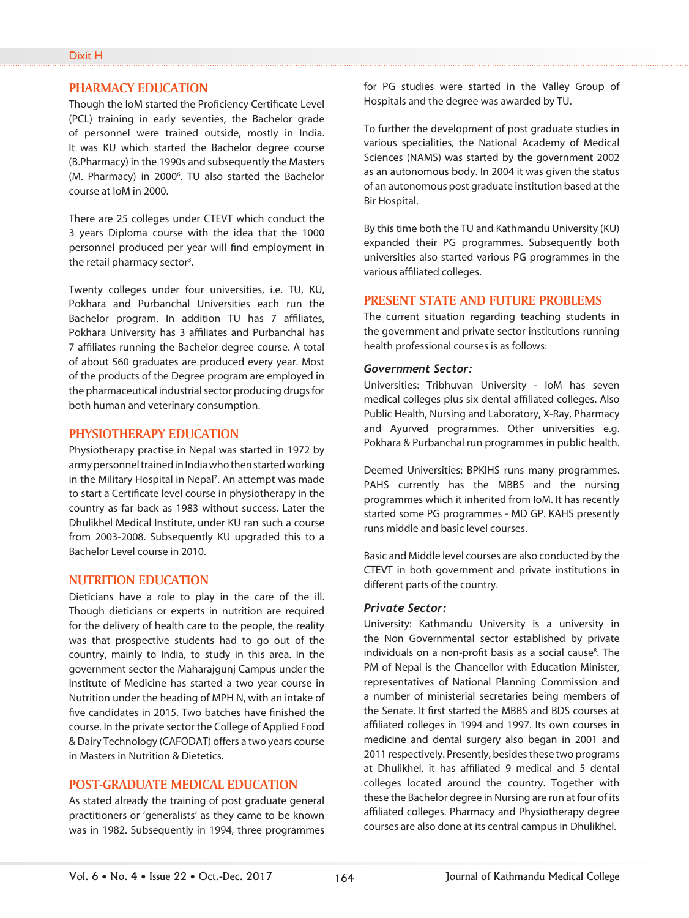## PHARMACY EDUCATION

Though the IoM started the Proficiency Certificate Level (PCL) training in early seventies, the Bachelor grade of personnel were trained outside, mostly in India. It was KU which started the Bachelor degree course (B.Pharmacy) in the 1990s and subsequently the Masters (M. Pharmacy) in 2000[6]. TU also started the Bachelor course at IoM in 2000.

There are 25 colleges under CTEVT which conduct the 3 years Diploma course with the idea that the 1000 personnel produced per year will find employment in the retail pharmacy sector[3].

Twenty colleges under four universities, i.e. TU, KU, Pokhara and Purbanchal Universities each run the Bachelor program. In addition TU has 7 affiliates, Pokhara University has 3 affiliates and Purbanchal has 7 affiliates running the Bachelor degree course. A total of about 560 graduates are produced every year. Most of the products of the Degree program are employed in the pharmaceutical industrial sector producing drugs for both human and veterinary consumption.

## PHYSIOTHERAPY EDUCATION

Physiotherapy practise in Nepal was started in 1972 by army personnel trained in India who then started working in the Military Hospital in Nepal[7]. An attempt was made to start a Certificate level course in physiotherapy in the country as far back as 1983 without success. Later the Dhulikhel Medical Institute, under KU ran such a course from 2003-2008. Subsequently KU upgraded this to a Bachelor Level course in 2010.

## NUTRITION EDUCATION

Dieticians have a role to play in the care of the ill. Though dieticians or experts in nutrition are required for the delivery of health care to the people, the reality was that prospective students had to go out of the country, mainly to India, to study in this area. In the government sector the Maharajgunj Campus under the Institute of Medicine has started a two year course in Nutrition under the heading of MPH N, with an intake of five candidates in 2015. Two batches have finished the course. In the private sector the College of Applied Food & Dairy Technology (CAFODAT) offers a two years course in Masters in Nutrition & Dietetics.

## POST-GRADUATE MEDICAL EDUCATION

As stated already the training of post graduate general practitioners or 'generalists' as they came to be known was in 1982. Subsequently in 1994, three programmes for PG studies were started in the Valley Group of Hospitals and the degree was awarded by TU.

To further the development of post graduate studies in various specialities, the National Academy of Medical Sciences (NAMS) was started by the government 2002 as an autonomous body. In 2004 it was given the status of an autonomous post graduate institution based at the Bir Hospital.

By this time both the TU and Kathmandu University (KU) expanded their PG programmes. Subsequently both universities also started various PG programmes in the various affiliated colleges.

## PRESENT STATE AND FUTURE PROBLEMS

The current situation regarding teaching students in the government and private sector institutions running health professional courses is as follows:

### *Government Sector:*

Universities: Tribhuvan University - IoM has seven medical colleges plus six dental affiliated colleges. Also Public Health, Nursing and Laboratory, X-Ray, Pharmacy and Ayurved programmes. Other universities e.g. Pokhara & Purbanchal run programmes in public health.

Deemed Universities: BPKIHS runs many programmes. PAHS currently has the MBBS and the nursing programmes which it inherited from IoM. It has recently started some PG programmes - MD GP. KAHS presently runs middle and basic level courses.

Basic and Middle level courses are also conducted by the CTEVT in both government and private institutions in different parts of the country.

### *Private Sector:*

University: Kathmandu University is a university in the Non Governmental sector established by private individuals on a non-profit basis as a social cause[8]. The PM of Nepal is the Chancellor with Education Minister, representatives of National Planning Commission and a number of ministerial secretaries being members of the Senate. It first started the MBBS and BDS courses at affiliated colleges in 1994 and 1997. Its own courses in medicine and dental surgery also began in 2001 and 2011 respectively. Presently, besides these two programs at Dhulikhel, it has affiliated 9 medical and 5 dental colleges located around the country. Together with these the Bachelor degree in Nursing are run at four of its affiliated colleges. Pharmacy and Physiotherapy degree courses are also done at its central campus in Dhulikhel.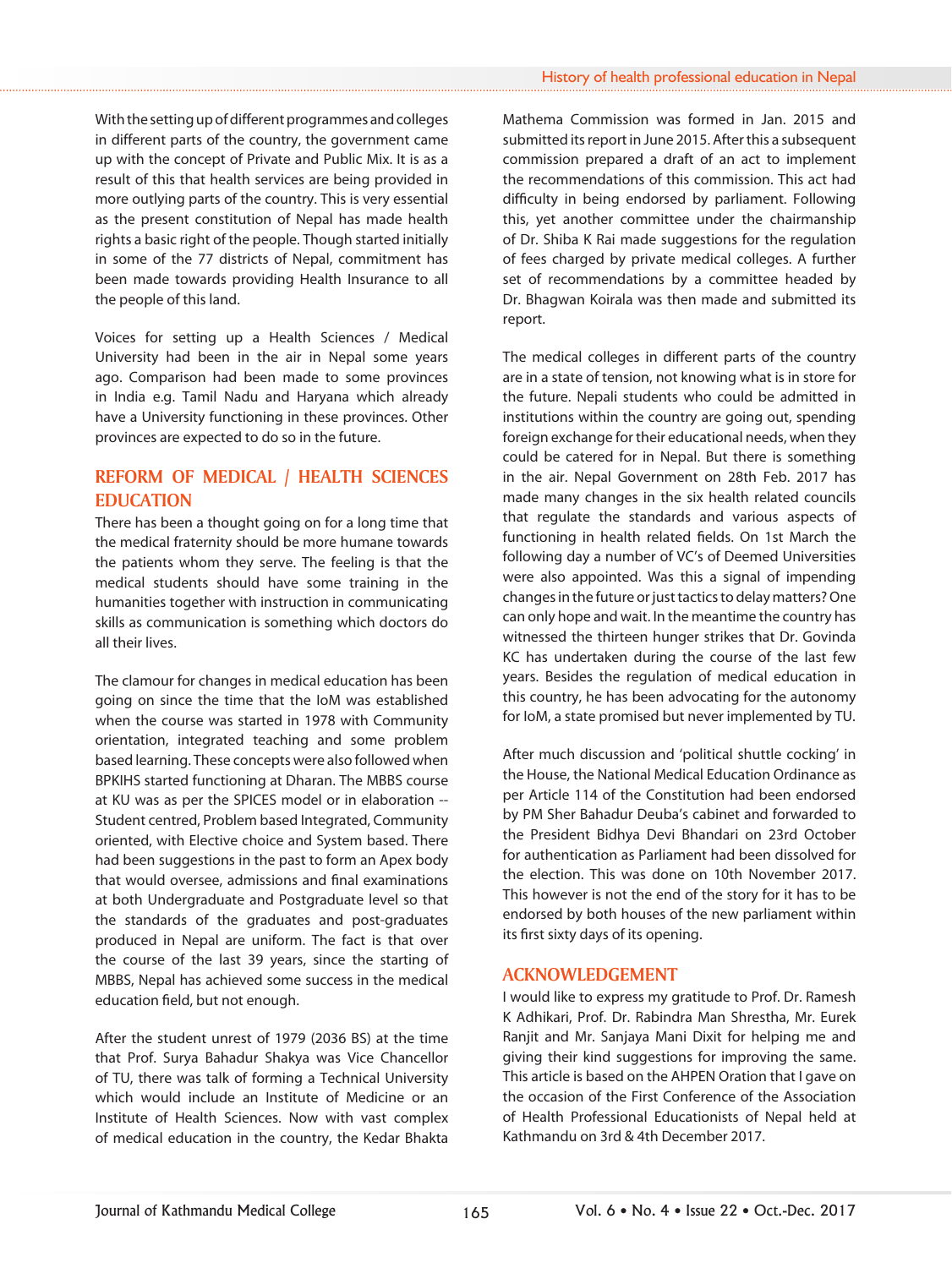With the setting up of different programmes and colleges in different parts of the country, the government came up with the concept of Private and Public Mix. It is as a result of this that health services are being provided in more outlying parts of the country. This is very essential as the present constitution of Nepal has made health rights a basic right of the people. Though started initially in some of the 77 districts of Nepal, commitment has been made towards providing Health Insurance to all the people of this land.

Voices for setting up a Health Sciences / Medical University had been in the air in Nepal some years ago. Comparison had been made to some provinces in India e.g. Tamil Nadu and Haryana which already have a University functioning in these provinces. Other provinces are expected to do so in the future.

## REFORM OF MEDICAL / HEALTH SCIENCES EDUCATION

There has been a thought going on for a long time that the medical fraternity should be more humane towards the patients whom they serve. The feeling is that the medical students should have some training in the humanities together with instruction in communicating skills as communication is something which doctors do all their lives.

The clamour for changes in medical education has been going on since the time that the IoM was established when the course was started in 1978 with Community orientation, integrated teaching and some problem based learning. These concepts were also followed when BPKIHS started functioning at Dharan. The MBBS course at KU was as per the SPICES model or in elaboration -- Student centred, Problem based Integrated, Community oriented, with Elective choice and System based. There had been suggestions in the past to form an Apex body that would oversee, admissions and final examinations at both Undergraduate and Postgraduate level so that the standards of the graduates and post-graduates produced in Nepal are uniform. The fact is that over the course of the last 39 years, since the starting of MBBS, Nepal has achieved some success in the medical education field, but not enough.

After the student unrest of 1979 (2036 BS) at the time that Prof. Surya Bahadur Shakya was Vice Chancellor of TU, there was talk of forming a Technical University which would include an Institute of Medicine or an Institute of Health Sciences. Now with vast complex of medical education in the country, the Kedar Bhakta Mathema Commission was formed in Jan. 2015 and submitted its report in June 2015. After this a subsequent commission prepared a draft of an act to implement the recommendations of this commission. This act had difficulty in being endorsed by parliament. Following this, yet another committee under the chairmanship of Dr. Shiba K Rai made suggestions for the regulation of fees charged by private medical colleges. A further set of recommendations by a committee headed by Dr. Bhagwan Koirala was then made and submitted its report.

The medical colleges in different parts of the country are in a state of tension, not knowing what is in store for the future. Nepali students who could be admitted in institutions within the country are going out, spending foreign exchange for their educational needs, when they could be catered for in Nepal. But there is something in the air. Nepal Government on 28th Feb. 2017 has made many changes in the six health related councils that regulate the standards and various aspects of functioning in health related fields. On 1st March the following day a number of VC's of Deemed Universities were also appointed. Was this a signal of impending changes in the future or just tactics to delay matters? One can only hope and wait. In the meantime the country has witnessed the thirteen hunger strikes that Dr. Govinda KC has undertaken during the course of the last few years. Besides the regulation of medical education in this country, he has been advocating for the autonomy for IoM, a state promised but never implemented by TU.

After much discussion and 'political shuttle cocking' in the House, the National Medical Education Ordinance as per Article 114 of the Constitution had been endorsed by PM Sher Bahadur Deuba's cabinet and forwarded to the President Bidhya Devi Bhandari on 23rd October for authentication as Parliament had been dissolved for the election. This was done on 10th November 2017. This however is not the end of the story for it has to be endorsed by both houses of the new parliament within its first sixty days of its opening.

## ACKNOWLEDGEMENT

I would like to express my gratitude to Prof. Dr. Ramesh K Adhikari, Prof. Dr. Rabindra Man Shrestha, Mr. Eurek Ranjit and Mr. Sanjaya Mani Dixit for helping me and giving their kind suggestions for improving the same. This article is based on the AHPEN Oration that I gave on the occasion of the First Conference of the Association of Health Professional Educationists of Nepal held at Kathmandu on 3rd & 4th December 2017.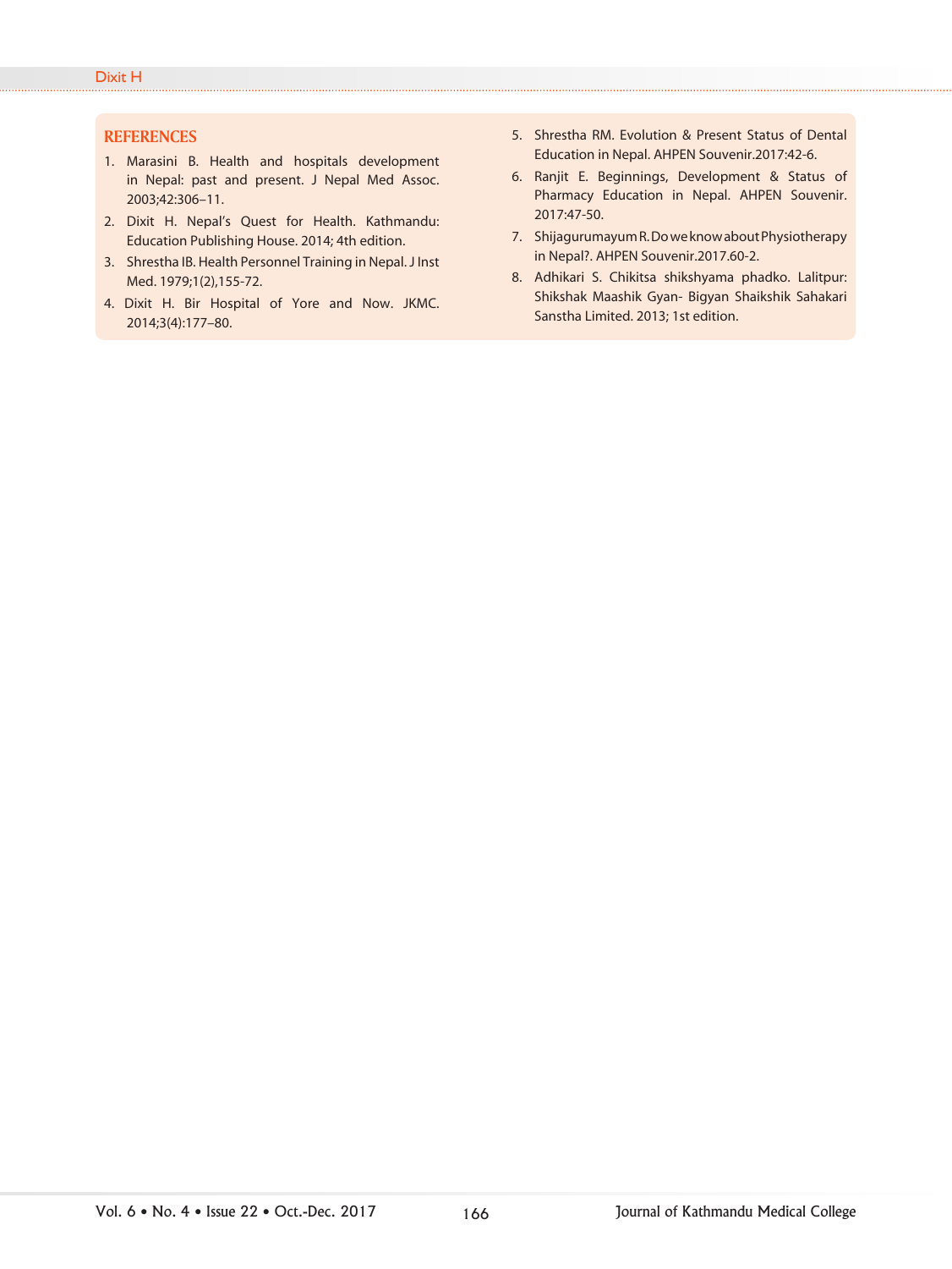## REFERENCES

1. Marasini B. Health and hospitals development in Nepal: past and present. J Nepal Med Assoc. 2003;42:306–11.
2. Dixit H. Nepal's Quest for Health. Kathmandu: Education Publishing House. 2014; 4th edition.
3. Shrestha IB. Health Personnel Training in Nepal. J Inst Med. 1979;1(2),155-72.
4. Dixit H. Bir Hospital of Yore and Now. JKMC. 2014;3(4):177–80.
5. Shrestha RM. Evolution & Present Status of Dental Education in Nepal. AHPEN Souvenir.2017:42-6.
6. Ranjit E. Beginnings, Development & Status of Pharmacy Education in Nepal. AHPEN Souvenir. 2017:47-50.
7. Shijagurumayum R. Do we know about Physiotherapy in Nepal?. AHPEN Souvenir.2017.60-2.
8. Adhikari S. Chikitsa shikshyama phadko. Lalitpur: Shikshak Maashik Gyan- Bigyan Shaikshik Sahakari Sanstha Limited. 2013; 1st edition.